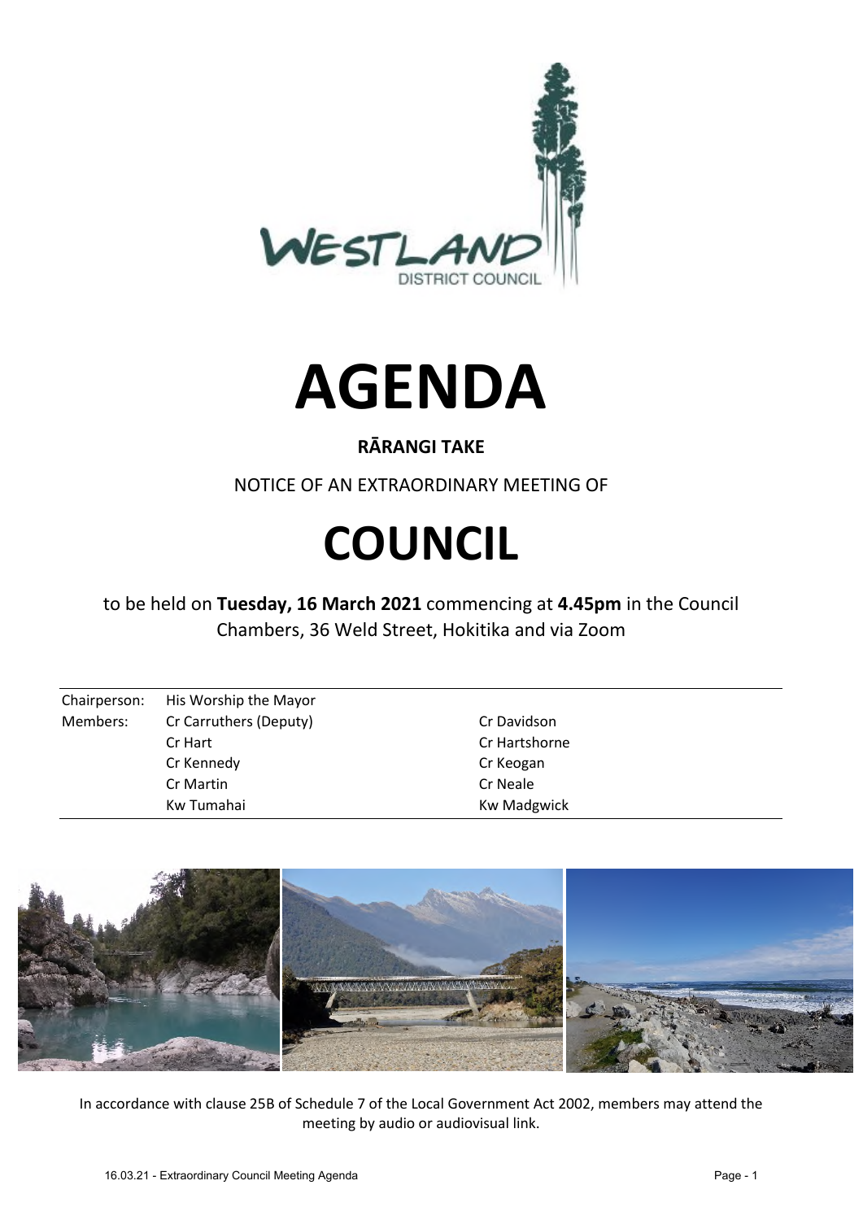# AGENDA

**RĀRANGI TAKE**

NOTICE OF AN EXTRAORDINARY MEETING OF

# COUNCIL

to be held on **Tuesday, 16 March 2021** commencing at **4.45pm** in the Council Chambers, 36 Weld Street, Hokitika and via Zoom

| | | |
|---|---|---|
| Chairperson: | His Worship the Mayor | |
| Members: | Cr Carruthers (Deputy) | Cr Davidson |
| | Cr Hart | Cr Hartshorne |
| | Cr Kennedy | Cr Keogan |
| | Cr Martin | Cr Neale |
| | Kw Tumahai | Kw Madgwick |

In accordance with clause 25B of Schedule 7 of the Local Government Act 2002, members may attend the meeting by audio or audiovisual link.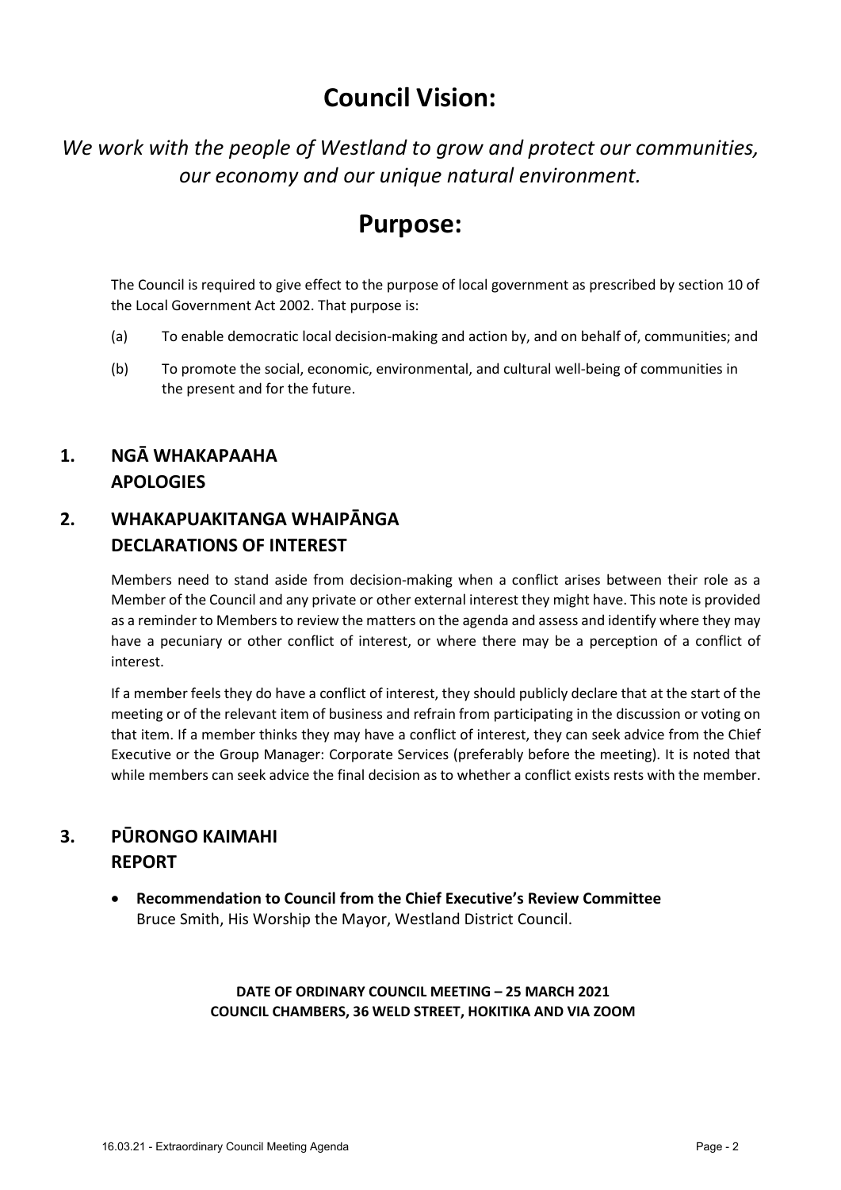# Council Vision:

*We work with the people of Westland to grow and protect our communities, our economy and our unique natural environment.*

# Purpose:

The Council is required to give effect to the purpose of local government as prescribed by section 10 of the Local Government Act 2002. That purpose is:

(a) To enable democratic local decision-making and action by, and on behalf of, communities; and

(b) To promote the social, economic, environmental, and cultural well-being of communities in the present and for the future.

## 1. NGĀ WHAKAPAAHA APOLOGIES

## 2. WHAKAPUAKITANGA WHAIPĀNGA DECLARATIONS OF INTEREST

Members need to stand aside from decision-making when a conflict arises between their role as a Member of the Council and any private or other external interest they might have. This note is provided as a reminder to Members to review the matters on the agenda and assess and identify where they may have a pecuniary or other conflict of interest, or where there may be a perception of a conflict of interest.

If a member feels they do have a conflict of interest, they should publicly declare that at the start of the meeting or of the relevant item of business and refrain from participating in the discussion or voting on that item. If a member thinks they may have a conflict of interest, they can seek advice from the Chief Executive or the Group Manager: Corporate Services (preferably before the meeting). It is noted that while members can seek advice the final decision as to whether a conflict exists rests with the member.

## 3. PŪRONGO KAIMAHI REPORT

- **Recommendation to Council from the Chief Executive's Review Committee**
  Bruce Smith, His Worship the Mayor, Westland District Council.

**DATE OF ORDINARY COUNCIL MEETING – 25 MARCH 2021**
**COUNCIL CHAMBERS, 36 WELD STREET, HOKITIKA AND VIA ZOOM**